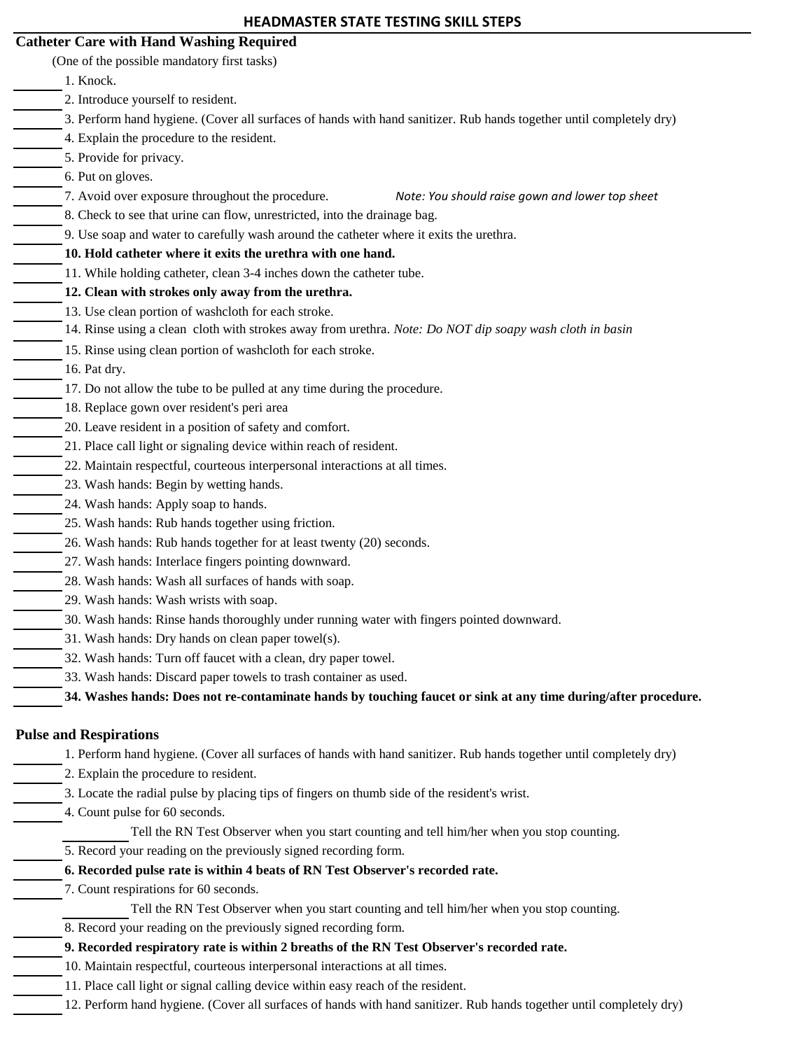# HEADMASTER STATE TESTING SKILL STEPS

## Catheter Care with Hand Washing Required

(One of the possible mandatory first tasks)

_______ 1. Knock.
_______ 2. Introduce yourself to resident.
_______ 3. Perform hand hygiene. (Cover all surfaces of hands with hand sanitizer. Rub hands together until completely dry)
_______ 4. Explain the procedure to the resident.
_______ 5. Provide for privacy.
_______ 6. Put on gloves.
_______ 7. Avoid over exposure throughout the procedure. *Note: You should raise gown and lower top sheet*
_______ 8. Check to see that urine can flow, unrestricted, into the drainage bag.
_______ 9. Use soap and water to carefully wash around the catheter where it exits the urethra.
_______ **10. Hold catheter where it exits the urethra with one hand.**
_______ 11. While holding catheter, clean 3-4 inches down the catheter tube.
_______ **12. Clean with strokes only away from the urethra.**
_______ 13. Use clean portion of washcloth for each stroke.
_______ 14. Rinse using a clean cloth with strokes away from urethra. *Note: Do NOT dip soapy wash cloth in basin*
_______ 15. Rinse using clean portion of washcloth for each stroke.
_______ 16. Pat dry.
_______ 17. Do not allow the tube to be pulled at any time during the procedure.
_______ 18. Replace gown over resident's peri area
_______ 20. Leave resident in a position of safety and comfort.
_______ 21. Place call light or signaling device within reach of resident.
_______ 22. Maintain respectful, courteous interpersonal interactions at all times.
_______ 23. Wash hands: Begin by wetting hands.
_______ 24. Wash hands: Apply soap to hands.
_______ 25. Wash hands: Rub hands together using friction.
_______ 26. Wash hands: Rub hands together for at least twenty (20) seconds.
_______ 27. Wash hands: Interlace fingers pointing downward.
_______ 28. Wash hands: Wash all surfaces of hands with soap.
_______ 29. Wash hands: Wash wrists with soap.
_______ 30. Wash hands: Rinse hands thoroughly under running water with fingers pointed downward.
_______ 31. Wash hands: Dry hands on clean paper towel(s).
_______ 32. Wash hands: Turn off faucet with a clean, dry paper towel.
_______ 33. Wash hands: Discard paper towels to trash container as used.
_______ **34. Washes hands: Does not re-contaminate hands by touching faucet or sink at any time during/after procedure.**

## Pulse and Respirations

_______ 1. Perform hand hygiene. (Cover all surfaces of hands with hand sanitizer. Rub hands together until completely dry)
_______ 2. Explain the procedure to resident.
_______ 3. Locate the radial pulse by placing tips of fingers on thumb side of the resident's wrist.
_______ 4. Count pulse for 60 seconds.
  _______ Tell the RN Test Observer when you start counting and tell him/her when you stop counting.
_______ 5. Record your reading on the previously signed recording form.
_______ **6. Recorded pulse rate is within 4 beats of RN Test Observer's recorded rate.**
_______ 7. Count respirations for 60 seconds.
  _______ Tell the RN Test Observer when you start counting and tell him/her when you stop counting.
_______ 8. Record your reading on the previously signed recording form.
_______ **9. Recorded respiratory rate is within 2 breaths of the RN Test Observer's recorded rate.**
_______ 10. Maintain respectful, courteous interpersonal interactions at all times.
_______ 11. Place call light or signal calling device within easy reach of the resident.
_______ 12. Perform hand hygiene. (Cover all surfaces of hands with hand sanitizer. Rub hands together until completely dry)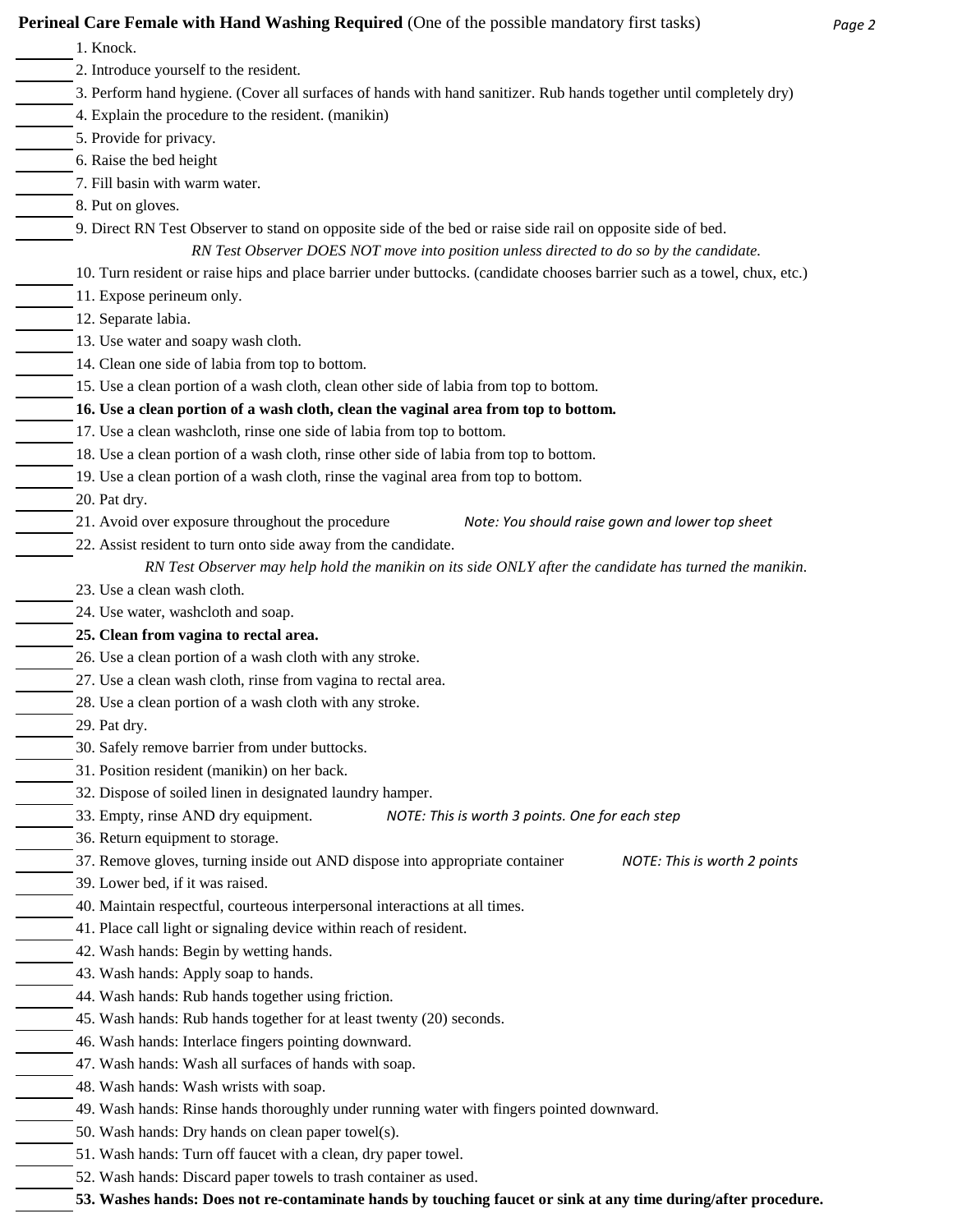**Perineal Care Female with Hand Washing Required** (One of the possible mandatory first tasks)

_______ 1. Knock.
_______ 2. Introduce yourself to the resident.
_______ 3. Perform hand hygiene. (Cover all surfaces of hands with hand sanitizer. Rub hands together until completely dry)
_______ 4. Explain the procedure to the resident. (manikin)
_______ 5. Provide for privacy.
_______ 6. Raise the bed height
_______ 7. Fill basin with warm water.
_______ 8. Put on gloves.
_______ 9. Direct RN Test Observer to stand on opposite side of the bed or raise side rail on opposite side of bed.

*RN Test Observer DOES NOT move into position unless directed to do so by the candidate.*

_______ 10. Turn resident or raise hips and place barrier under buttocks. (candidate chooses barrier such as a towel, chux, etc.)
_______ 11. Expose perineum only.
_______ 12. Separate labia.
_______ 13. Use water and soapy wash cloth.
_______ 14. Clean one side of labia from top to bottom.
_______ 15. Use a clean portion of a wash cloth, clean other side of labia from top to bottom.
_______ **16. Use a clean portion of a wash cloth, clean the vaginal area from top to bottom.**
_______ 17. Use a clean washcloth, rinse one side of labia from top to bottom.
_______ 18. Use a clean portion of a wash cloth, rinse other side of labia from top to bottom.
_______ 19. Use a clean portion of a wash cloth, rinse the vaginal area from top to bottom.
_______ 20. Pat dry.
_______ 21. Avoid over exposure throughout the procedure *Note: You should raise gown and lower top sheet*
_______ 22. Assist resident to turn onto side away from the candidate.

*RN Test Observer may help hold the manikin on its side ONLY after the candidate has turned the manikin.*

_______ 23. Use a clean wash cloth.
_______ 24. Use water, washcloth and soap.
_______ **25. Clean from vagina to rectal area.**
_______ 26. Use a clean portion of a wash cloth with any stroke.
_______ 27. Use a clean wash cloth, rinse from vagina to rectal area.
_______ 28. Use a clean portion of a wash cloth with any stroke.
_______ 29. Pat dry.
_______ 30. Safely remove barrier from under buttocks.
_______ 31. Position resident (manikin) on her back.
_______ 32. Dispose of soiled linen in designated laundry hamper.
_______ 33. Empty, rinse AND dry equipment. *NOTE: This is worth 3 points. One for each step*
_______ 36. Return equipment to storage.
_______ 37. Remove gloves, turning inside out AND dispose into appropriate container *NOTE: This is worth 2 points*
_______ 39. Lower bed, if it was raised.
_______ 40. Maintain respectful, courteous interpersonal interactions at all times.
_______ 41. Place call light or signaling device within reach of resident.
_______ 42. Wash hands: Begin by wetting hands.
_______ 43. Wash hands: Apply soap to hands.
_______ 44. Wash hands: Rub hands together using friction.
_______ 45. Wash hands: Rub hands together for at least twenty (20) seconds.
_______ 46. Wash hands: Interlace fingers pointing downward.
_______ 47. Wash hands: Wash all surfaces of hands with soap.
_______ 48. Wash hands: Wash wrists with soap.
_______ 49. Wash hands: Rinse hands thoroughly under running water with fingers pointed downward.
_______ 50. Wash hands: Dry hands on clean paper towel(s).
_______ 51. Wash hands: Turn off faucet with a clean, dry paper towel.
_______ 52. Wash hands: Discard paper towels to trash container as used.
_______ **53. Washes hands: Does not re-contaminate hands by touching faucet or sink at any time during/after procedure.**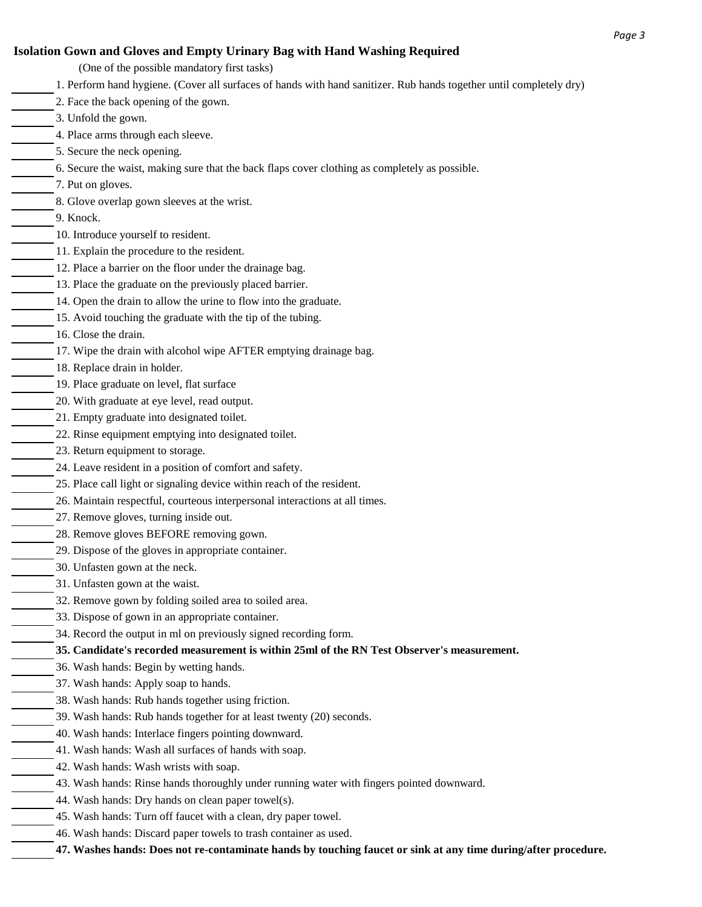## Isolation Gown and Gloves and Empty Urinary Bag with Hand Washing Required

(One of the possible mandatory first tasks)

_______ 1. Perform hand hygiene. (Cover all surfaces of hands with hand sanitizer. Rub hands together until completely dry)
_______ 2. Face the back opening of the gown.
_______ 3. Unfold the gown.
_______ 4. Place arms through each sleeve.
_______ 5. Secure the neck opening.
_______ 6. Secure the waist, making sure that the back flaps cover clothing as completely as possible.
_______ 7. Put on gloves.
_______ 8. Glove overlap gown sleeves at the wrist.
_______ 9. Knock.
_______ 10. Introduce yourself to resident.
_______ 11. Explain the procedure to the resident.
_______ 12. Place a barrier on the floor under the drainage bag.
_______ 13. Place the graduate on the previously placed barrier.
_______ 14. Open the drain to allow the urine to flow into the graduate.
_______ 15. Avoid touching the graduate with the tip of the tubing.
_______ 16. Close the drain.
_______ 17. Wipe the drain with alcohol wipe AFTER emptying drainage bag.
_______ 18. Replace drain in holder.
_______ 19. Place graduate on level, flat surface
_______ 20. With graduate at eye level, read output.
_______ 21. Empty graduate into designated toilet.
_______ 22. Rinse equipment emptying into designated toilet.
_______ 23. Return equipment to storage.
_______ 24. Leave resident in a position of comfort and safety.
_______ 25. Place call light or signaling device within reach of the resident.
_______ 26. Maintain respectful, courteous interpersonal interactions at all times.
_______ 27. Remove gloves, turning inside out.
_______ 28. Remove gloves BEFORE removing gown.
_______ 29. Dispose of the gloves in appropriate container.
_______ 30. Unfasten gown at the neck.
_______ 31. Unfasten gown at the waist.
_______ 32. Remove gown by folding soiled area to soiled area.
_______ 33. Dispose of gown in an appropriate container.
_______ 34. Record the output in ml on previously signed recording form.
_______ **35. Candidate's recorded measurement is within 25ml of the RN Test Observer's measurement.**
_______ 36. Wash hands: Begin by wetting hands.
_______ 37. Wash hands: Apply soap to hands.
_______ 38. Wash hands: Rub hands together using friction.
_______ 39. Wash hands: Rub hands together for at least twenty (20) seconds.
_______ 40. Wash hands: Interlace fingers pointing downward.
_______ 41. Wash hands: Wash all surfaces of hands with soap.
_______ 42. Wash hands: Wash wrists with soap.
_______ 43. Wash hands: Rinse hands thoroughly under running water with fingers pointed downward.
_______ 44. Wash hands: Dry hands on clean paper towel(s).
_______ 45. Wash hands: Turn off faucet with a clean, dry paper towel.
_______ 46. Wash hands: Discard paper towels to trash container as used.
_______ **47. Washes hands: Does not re-contaminate hands by touching faucet or sink at any time during/after procedure.**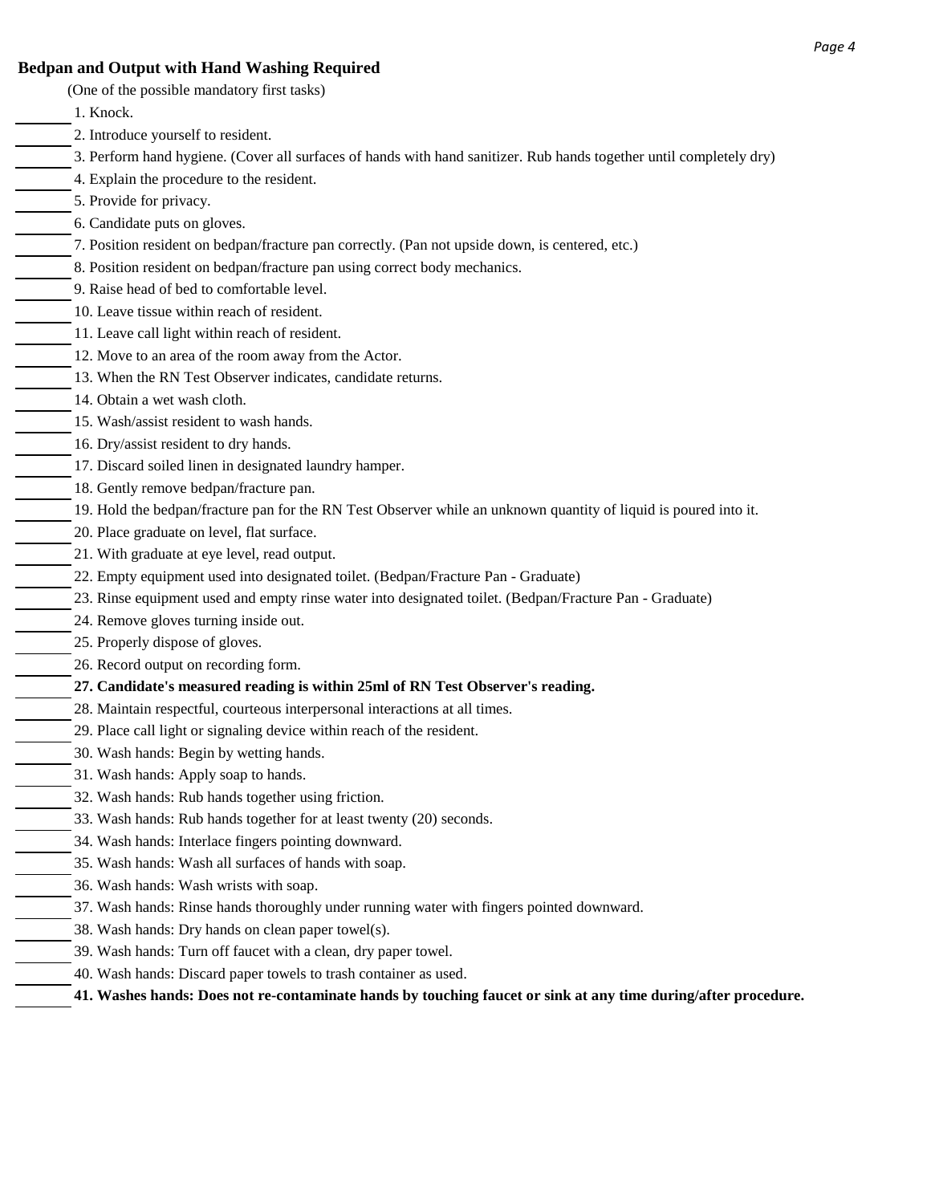**Bedpan and Output with Hand Washing Required**

(One of the possible mandatory first tasks)

1. Knock.
2. Introduce yourself to resident.
3. Perform hand hygiene. (Cover all surfaces of hands with hand sanitizer. Rub hands together until completely dry)
4. Explain the procedure to the resident.
5. Provide for privacy.
6. Candidate puts on gloves.
7. Position resident on bedpan/fracture pan correctly. (Pan not upside down, is centered, etc.)
8. Position resident on bedpan/fracture pan using correct body mechanics.
9. Raise head of bed to comfortable level.
10. Leave tissue within reach of resident.
11. Leave call light within reach of resident.
12. Move to an area of the room away from the Actor.
13. When the RN Test Observer indicates, candidate returns.
14. Obtain a wet wash cloth.
15. Wash/assist resident to wash hands.
16. Dry/assist resident to dry hands.
17. Discard soiled linen in designated laundry hamper.
18. Gently remove bedpan/fracture pan.
19. Hold the bedpan/fracture pan for the RN Test Observer while an unknown quantity of liquid is poured into it.
20. Place graduate on level, flat surface.
21. With graduate at eye level, read output.
22. Empty equipment used into designated toilet. (Bedpan/Fracture Pan - Graduate)
23. Rinse equipment used and empty rinse water into designated toilet. (Bedpan/Fracture Pan - Graduate)
24. Remove gloves turning inside out.
25. Properly dispose of gloves.
26. Record output on recording form.
27. **Candidate's measured reading is within 25ml of RN Test Observer's reading.**
28. Maintain respectful, courteous interpersonal interactions at all times.
29. Place call light or signaling device within reach of the resident.
30. Wash hands: Begin by wetting hands.
31. Wash hands: Apply soap to hands.
32. Wash hands: Rub hands together using friction.
33. Wash hands: Rub hands together for at least twenty (20) seconds.
34. Wash hands: Interlace fingers pointing downward.
35. Wash hands: Wash all surfaces of hands with soap.
36. Wash hands: Wash wrists with soap.
37. Wash hands: Rinse hands thoroughly under running water with fingers pointed downward.
38. Wash hands: Dry hands on clean paper towel(s).
39. Wash hands: Turn off faucet with a clean, dry paper towel.
40. Wash hands: Discard paper towels to trash container as used.
41. **Washes hands: Does not re-contaminate hands by touching faucet or sink at any time during/after procedure.**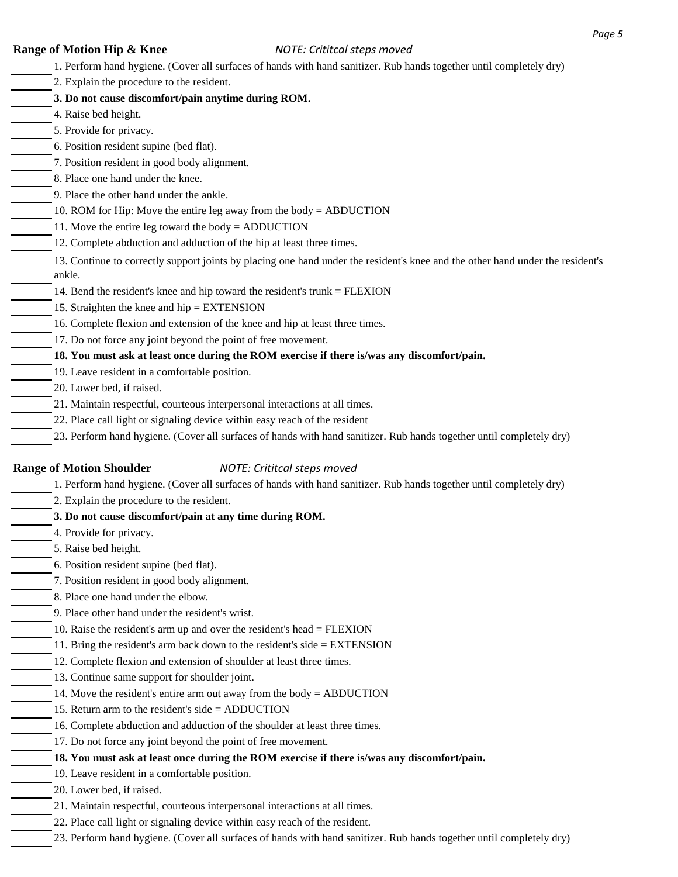## Range of Motion Hip & Knee

*NOTE: Crititcal steps moved*

_______ 1. Perform hand hygiene. (Cover all surfaces of hands with hand sanitizer. Rub hands together until completely dry)

_______ 2. Explain the procedure to the resident.

_______ **3. Do not cause discomfort/pain anytime during ROM.**

_______ 4. Raise bed height.

_______ 5. Provide for privacy.

_______ 6. Position resident supine (bed flat).

_______ 7. Position resident in good body alignment.

_______ 8. Place one hand under the knee.

_______ 9. Place the other hand under the ankle.

_______ 10. ROM for Hip: Move the entire leg away from the body = ABDUCTION

_______ 11. Move the entire leg toward the body = ADDUCTION

_______ 12. Complete abduction and adduction of the hip at least three times.

_______ 13. Continue to correctly support joints by placing one hand under the resident's knee and the other hand under the resident's ankle.

_______ 14. Bend the resident's knee and hip toward the resident's trunk = FLEXION

_______ 15. Straighten the knee and hip = EXTENSION

_______ 16. Complete flexion and extension of the knee and hip at least three times.

_______ 17. Do not force any joint beyond the point of free movement.

_______ **18. You must ask at least once during the ROM exercise if there is/was any discomfort/pain.**

_______ 19. Leave resident in a comfortable position.

_______ 20. Lower bed, if raised.

_______ 21. Maintain respectful, courteous interpersonal interactions at all times.

_______ 22. Place call light or signaling device within easy reach of the resident

_______ 23. Perform hand hygiene. (Cover all surfaces of hands with hand sanitizer. Rub hands together until completely dry)

## Range of Motion Shoulder

*NOTE: Crititcal steps moved*

_______ 1. Perform hand hygiene. (Cover all surfaces of hands with hand sanitizer. Rub hands together until completely dry)

_______ 2. Explain the procedure to the resident.

_______ **3. Do not cause discomfort/pain at any time during ROM.**

_______ 4. Provide for privacy.

_______ 5. Raise bed height.

_______ 6. Position resident supine (bed flat).

_______ 7. Position resident in good body alignment.

_______ 8. Place one hand under the elbow.

_______ 9. Place other hand under the resident's wrist.

_______ 10. Raise the resident's arm up and over the resident's head = FLEXION

_______ 11. Bring the resident's arm back down to the resident's side = EXTENSION

_______ 12. Complete flexion and extension of shoulder at least three times.

_______ 13. Continue same support for shoulder joint.

_______ 14. Move the resident's entire arm out away from the body = ABDUCTION

_______ 15. Return arm to the resident's side = ADDUCTION

_______ 16. Complete abduction and adduction of the shoulder at least three times.

_______ 17. Do not force any joint beyond the point of free movement.

_______ **18. You must ask at least once during the ROM exercise if there is/was any discomfort/pain.**

_______ 19. Leave resident in a comfortable position.

_______ 20. Lower bed, if raised.

_______ 21. Maintain respectful, courteous interpersonal interactions at all times.

_______ 22. Place call light or signaling device within easy reach of the resident.

_______ 23. Perform hand hygiene. (Cover all surfaces of hands with hand sanitizer. Rub hands together until completely dry)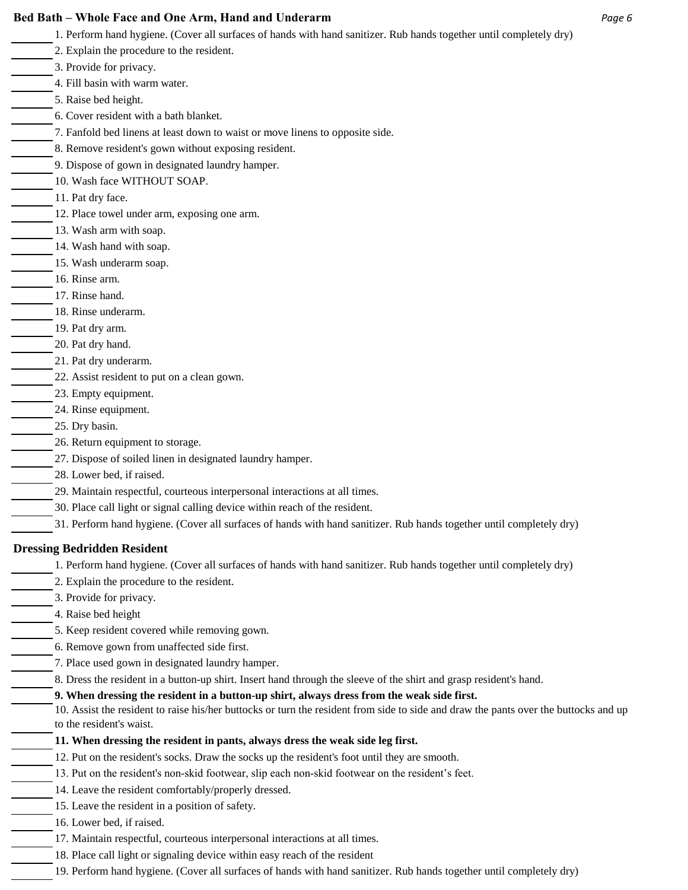**Bed Bath – Whole Face and One Arm, Hand and Underarm**

\_\_\_\_\_\_ 1. Perform hand hygiene. (Cover all surfaces of hands with hand sanitizer. Rub hands together until completely dry)
\_\_\_\_\_\_ 2. Explain the procedure to the resident.
\_\_\_\_\_\_ 3. Provide for privacy.
\_\_\_\_\_\_ 4. Fill basin with warm water.
\_\_\_\_\_\_ 5. Raise bed height.
\_\_\_\_\_\_ 6. Cover resident with a bath blanket.
\_\_\_\_\_\_ 7. Fanfold bed linens at least down to waist or move linens to opposite side.
\_\_\_\_\_\_ 8. Remove resident's gown without exposing resident.
\_\_\_\_\_\_ 9. Dispose of gown in designated laundry hamper.
\_\_\_\_\_\_ 10. Wash face WITHOUT SOAP.
\_\_\_\_\_\_ 11. Pat dry face.
\_\_\_\_\_\_ 12. Place towel under arm, exposing one arm.
\_\_\_\_\_\_ 13. Wash arm with soap.
\_\_\_\_\_\_ 14. Wash hand with soap.
\_\_\_\_\_\_ 15. Wash underarm soap.
\_\_\_\_\_\_ 16. Rinse arm.
\_\_\_\_\_\_ 17. Rinse hand.
\_\_\_\_\_\_ 18. Rinse underarm.
\_\_\_\_\_\_ 19. Pat dry arm.
\_\_\_\_\_\_ 20. Pat dry hand.
\_\_\_\_\_\_ 21. Pat dry underarm.
\_\_\_\_\_\_ 22. Assist resident to put on a clean gown.
\_\_\_\_\_\_ 23. Empty equipment.
\_\_\_\_\_\_ 24. Rinse equipment.
\_\_\_\_\_\_ 25. Dry basin.
\_\_\_\_\_\_ 26. Return equipment to storage.
\_\_\_\_\_\_ 27. Dispose of soiled linen in designated laundry hamper.
\_\_\_\_\_\_ 28. Lower bed, if raised.
\_\_\_\_\_\_ 29. Maintain respectful, courteous interpersonal interactions at all times.
\_\_\_\_\_\_ 30. Place call light or signal calling device within reach of the resident.
\_\_\_\_\_\_ 31. Perform hand hygiene. (Cover all surfaces of hands with hand sanitizer. Rub hands together until completely dry)

**Dressing Bedridden Resident**

\_\_\_\_\_\_ 1. Perform hand hygiene. (Cover all surfaces of hands with hand sanitizer. Rub hands together until completely dry)
\_\_\_\_\_\_ 2. Explain the procedure to the resident.
\_\_\_\_\_\_ 3. Provide for privacy.
\_\_\_\_\_\_ 4. Raise bed height
\_\_\_\_\_\_ 5. Keep resident covered while removing gown.
\_\_\_\_\_\_ 6. Remove gown from unaffected side first.
\_\_\_\_\_\_ 7. Place used gown in designated laundry hamper.
\_\_\_\_\_\_ 8. Dress the resident in a button-up shirt. Insert hand through the sleeve of the shirt and grasp resident's hand.
\_\_\_\_\_\_ **9. When dressing the resident in a button-up shirt, always dress from the weak side first.**
\_\_\_\_\_\_ 10. Assist the resident to raise his/her buttocks or turn the resident from side to side and draw the pants over the buttocks and up to the resident's waist.
\_\_\_\_\_\_ **11. When dressing the resident in pants, always dress the weak side leg first.**
\_\_\_\_\_\_ 12. Put on the resident's socks. Draw the socks up the resident's foot until they are smooth.
\_\_\_\_\_\_ 13. Put on the resident's non-skid footwear, slip each non-skid footwear on the resident's feet.
\_\_\_\_\_\_ 14. Leave the resident comfortably/properly dressed.
\_\_\_\_\_\_ 15. Leave the resident in a position of safety.
\_\_\_\_\_\_ 16. Lower bed, if raised.
\_\_\_\_\_\_ 17. Maintain respectful, courteous interpersonal interactions at all times.
\_\_\_\_\_\_ 18. Place call light or signaling device within easy reach of the resident
\_\_\_\_\_\_ 19. Perform hand hygiene. (Cover all surfaces of hands with hand sanitizer. Rub hands together until completely dry)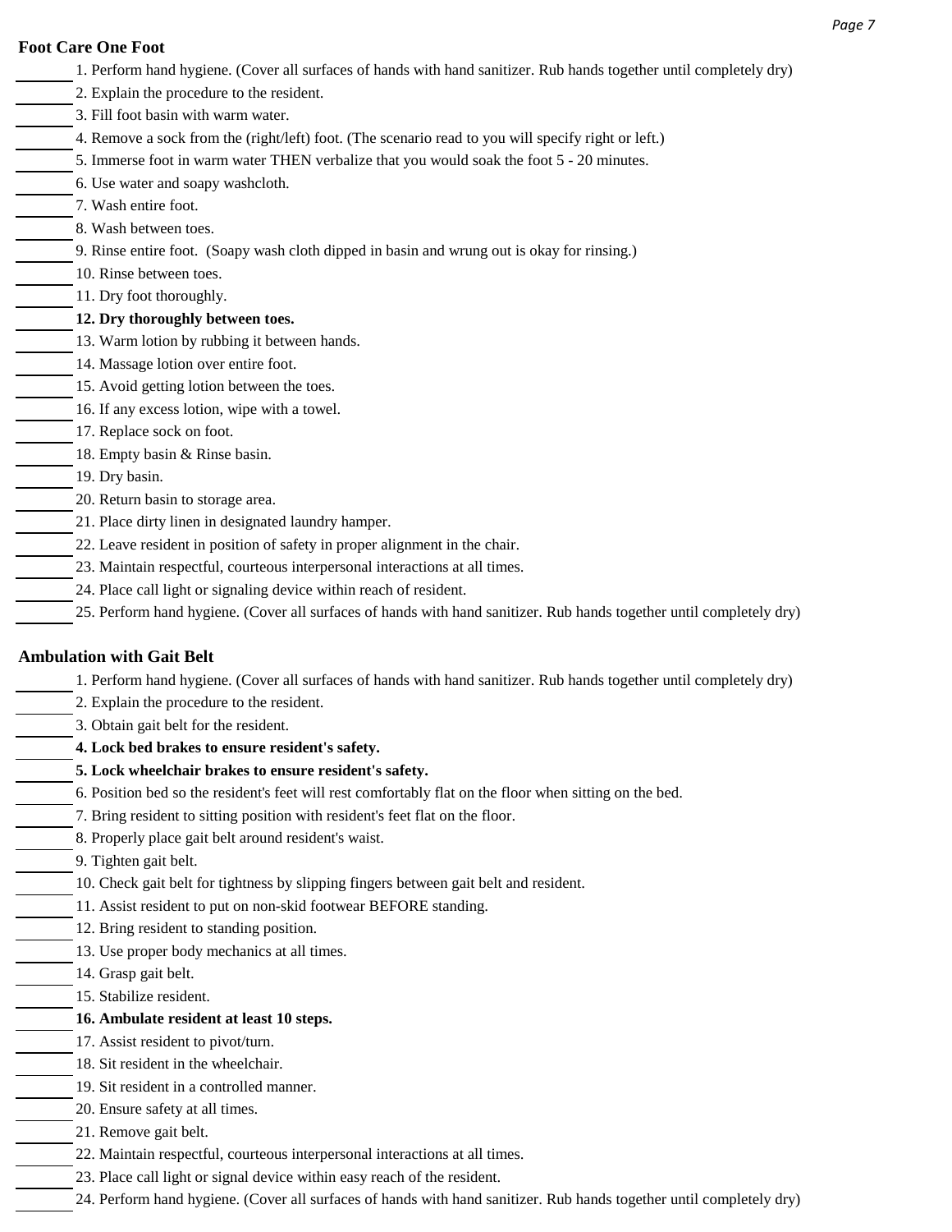**Foot Care One Foot**

_______ 1. Perform hand hygiene. (Cover all surfaces of hands with hand sanitizer. Rub hands together until completely dry)
_______ 2. Explain the procedure to the resident.
_______ 3. Fill foot basin with warm water.
_______ 4. Remove a sock from the (right/left) foot. (The scenario read to you will specify right or left.)
_______ 5. Immerse foot in warm water THEN verbalize that you would soak the foot 5 - 20 minutes.
_______ 6. Use water and soapy washcloth.
_______ 7. Wash entire foot.
_______ 8. Wash between toes.
_______ 9. Rinse entire foot. (Soapy wash cloth dipped in basin and wrung out is okay for rinsing.)
_______ 10. Rinse between toes.
_______ 11. Dry foot thoroughly.
_______ **12. Dry thoroughly between toes.**
_______ 13. Warm lotion by rubbing it between hands.
_______ 14. Massage lotion over entire foot.
_______ 15. Avoid getting lotion between the toes.
_______ 16. If any excess lotion, wipe with a towel.
_______ 17. Replace sock on foot.
_______ 18. Empty basin & Rinse basin.
_______ 19. Dry basin.
_______ 20. Return basin to storage area.
_______ 21. Place dirty linen in designated laundry hamper.
_______ 22. Leave resident in position of safety in proper alignment in the chair.
_______ 23. Maintain respectful, courteous interpersonal interactions at all times.
_______ 24. Place call light or signaling device within reach of resident.
_______ 25. Perform hand hygiene. (Cover all surfaces of hands with hand sanitizer. Rub hands together until completely dry)

**Ambulation with Gait Belt**

_______ 1. Perform hand hygiene. (Cover all surfaces of hands with hand sanitizer. Rub hands together until completely dry)
_______ 2. Explain the procedure to the resident.
_______ 3. Obtain gait belt for the resident.
_______ **4. Lock bed brakes to ensure resident's safety.**
_______ **5. Lock wheelchair brakes to ensure resident's safety.**
_______ 6. Position bed so the resident's feet will rest comfortably flat on the floor when sitting on the bed.
_______ 7. Bring resident to sitting position with resident's feet flat on the floor.
_______ 8. Properly place gait belt around resident's waist.
_______ 9. Tighten gait belt.
_______ 10. Check gait belt for tightness by slipping fingers between gait belt and resident.
_______ 11. Assist resident to put on non-skid footwear BEFORE standing.
_______ 12. Bring resident to standing position.
_______ 13. Use proper body mechanics at all times.
_______ 14. Grasp gait belt.
_______ 15. Stabilize resident.
_______ **16. Ambulate resident at least 10 steps.**
_______ 17. Assist resident to pivot/turn.
_______ 18. Sit resident in the wheelchair.
_______ 19. Sit resident in a controlled manner.
_______ 20. Ensure safety at all times.
_______ 21. Remove gait belt.
_______ 22. Maintain respectful, courteous interpersonal interactions at all times.
_______ 23. Place call light or signal device within easy reach of the resident.
_______ 24. Perform hand hygiene. (Cover all surfaces of hands with hand sanitizer. Rub hands together until completely dry)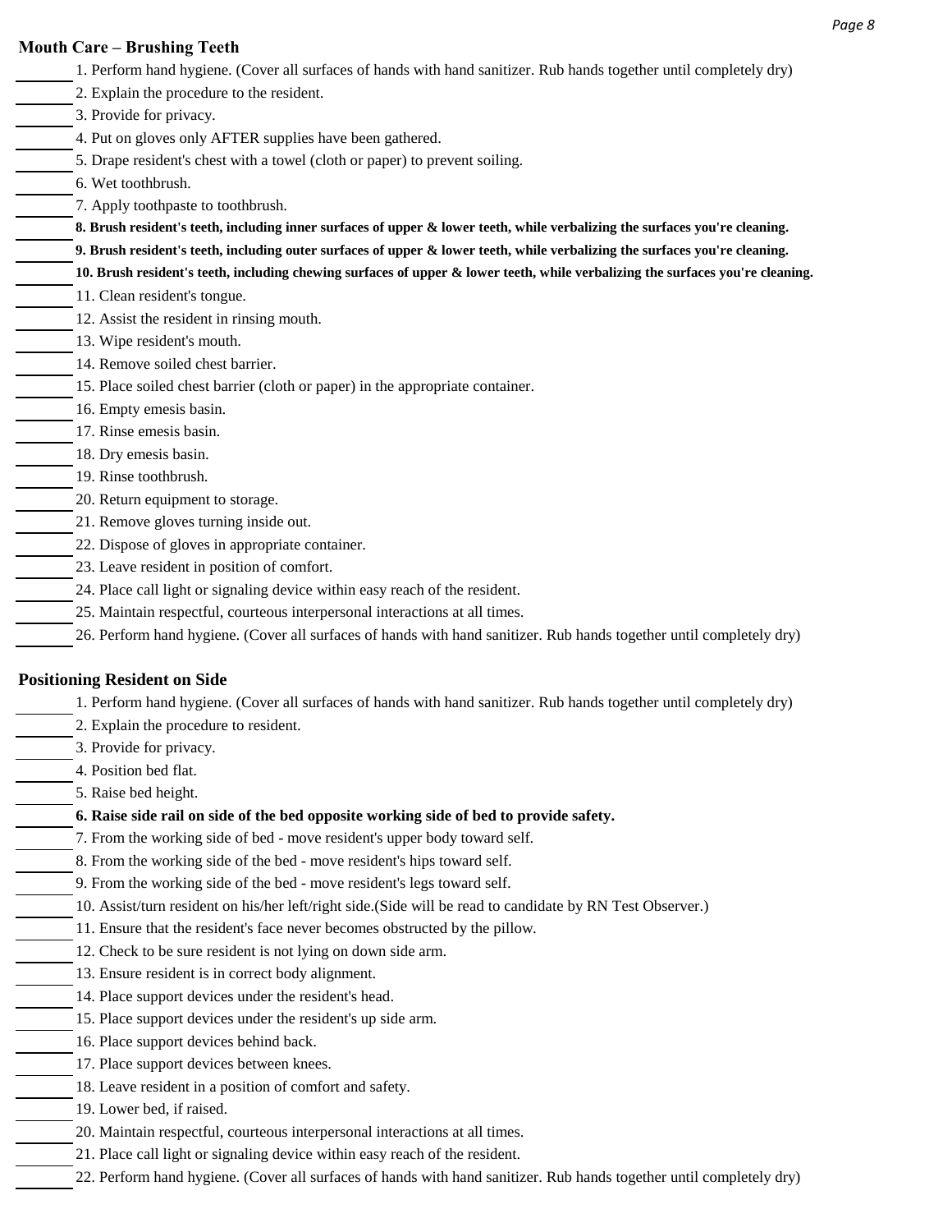### Mouth Care – Brushing Teeth

\_\_\_\_\_\_\_ 1. Perform hand hygiene. (Cover all surfaces of hands with hand sanitizer. Rub hands together until completely dry)
\_\_\_\_\_\_\_ 2. Explain the procedure to the resident.
\_\_\_\_\_\_\_ 3. Provide for privacy.
\_\_\_\_\_\_\_ 4. Put on gloves only AFTER supplies have been gathered.
\_\_\_\_\_\_\_ 5. Drape resident's chest with a towel (cloth or paper) to prevent soiling.
\_\_\_\_\_\_\_ 6. Wet toothbrush.
\_\_\_\_\_\_\_ 7. Apply toothpaste to toothbrush.
\_\_\_\_\_\_\_ **8. Brush resident's teeth, including inner surfaces of upper & lower teeth, while verbalizing the surfaces you're cleaning.**
\_\_\_\_\_\_\_ **9. Brush resident's teeth, including outer surfaces of upper & lower teeth, while verbalizing the surfaces you're cleaning.**
\_\_\_\_\_\_\_ **10. Brush resident's teeth, including chewing surfaces of upper & lower teeth, while verbalizing the surfaces you're cleaning.**
\_\_\_\_\_\_\_ 11. Clean resident's tongue.
\_\_\_\_\_\_\_ 12. Assist the resident in rinsing mouth.
\_\_\_\_\_\_\_ 13. Wipe resident's mouth.
\_\_\_\_\_\_\_ 14. Remove soiled chest barrier.
\_\_\_\_\_\_\_ 15. Place soiled chest barrier (cloth or paper) in the appropriate container.
\_\_\_\_\_\_\_ 16. Empty emesis basin.
\_\_\_\_\_\_\_ 17. Rinse emesis basin.
\_\_\_\_\_\_\_ 18. Dry emesis basin.
\_\_\_\_\_\_\_ 19. Rinse toothbrush.
\_\_\_\_\_\_\_ 20. Return equipment to storage.
\_\_\_\_\_\_\_ 21. Remove gloves turning inside out.
\_\_\_\_\_\_\_ 22. Dispose of gloves in appropriate container.
\_\_\_\_\_\_\_ 23. Leave resident in position of comfort.
\_\_\_\_\_\_\_ 24. Place call light or signaling device within easy reach of the resident.
\_\_\_\_\_\_\_ 25. Maintain respectful, courteous interpersonal interactions at all times.
\_\_\_\_\_\_\_ 26. Perform hand hygiene. (Cover all surfaces of hands with hand sanitizer. Rub hands together until completely dry)

### Positioning Resident on Side

\_\_\_\_\_\_\_ 1. Perform hand hygiene. (Cover all surfaces of hands with hand sanitizer. Rub hands together until completely dry)
\_\_\_\_\_\_\_ 2. Explain the procedure to resident.
\_\_\_\_\_\_\_ 3. Provide for privacy.
\_\_\_\_\_\_\_ 4. Position bed flat.
\_\_\_\_\_\_\_ 5. Raise bed height.
\_\_\_\_\_\_\_ **6. Raise side rail on side of the bed opposite working side of bed to provide safety.**
\_\_\_\_\_\_\_ 7. From the working side of bed - move resident's upper body toward self.
\_\_\_\_\_\_\_ 8. From the working side of the bed - move resident's hips toward self.
\_\_\_\_\_\_\_ 9. From the working side of the bed - move resident's legs toward self.
\_\_\_\_\_\_\_ 10. Assist/turn resident on his/her left/right side.(Side will be read to candidate by RN Test Observer.)
\_\_\_\_\_\_\_ 11. Ensure that the resident's face never becomes obstructed by the pillow.
\_\_\_\_\_\_\_ 12. Check to be sure resident is not lying on down side arm.
\_\_\_\_\_\_\_ 13. Ensure resident is in correct body alignment.
\_\_\_\_\_\_\_ 14. Place support devices under the resident's head.
\_\_\_\_\_\_\_ 15. Place support devices under the resident's up side arm.
\_\_\_\_\_\_\_ 16. Place support devices behind back.
\_\_\_\_\_\_\_ 17. Place support devices between knees.
\_\_\_\_\_\_\_ 18. Leave resident in a position of comfort and safety.
\_\_\_\_\_\_\_ 19. Lower bed, if raised.
\_\_\_\_\_\_\_ 20. Maintain respectful, courteous interpersonal interactions at all times.
\_\_\_\_\_\_\_ 21. Place call light or signaling device within easy reach of the resident.
\_\_\_\_\_\_\_ 22. Perform hand hygiene. (Cover all surfaces of hands with hand sanitizer. Rub hands together until completely dry)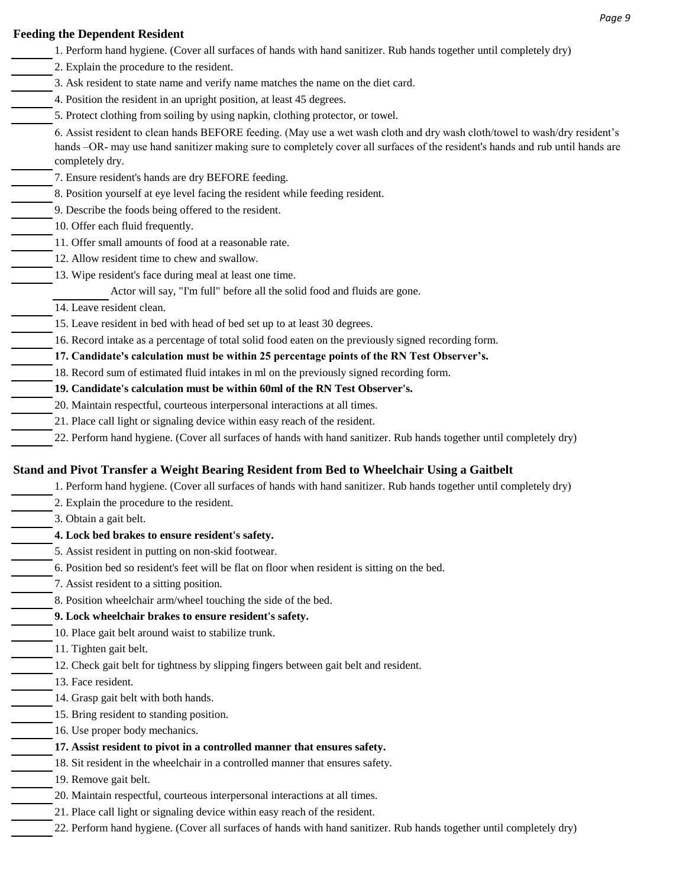## Feeding the Dependent Resident

1. Perform hand hygiene. (Cover all surfaces of hands with hand sanitizer. Rub hands together until completely dry)
2. Explain the procedure to the resident.
3. Ask resident to state name and verify name matches the name on the diet card.
4. Position the resident in an upright position, at least 45 degrees.
5. Protect clothing from soiling by using napkin, clothing protector, or towel.
6. Assist resident to clean hands BEFORE feeding. (May use a wet wash cloth and dry wash cloth/towel to wash/dry resident's hands –OR- may use hand sanitizer making sure to completely cover all surfaces of the resident's hands and rub until hands are completely dry.
7. Ensure resident's hands are dry BEFORE feeding.
8. Position yourself at eye level facing the resident while feeding resident.
9. Describe the foods being offered to the resident.
10. Offer each fluid frequently.
11. Offer small amounts of food at a reasonable rate.
12. Allow resident time to chew and swallow.
13. Wipe resident's face during meal at least one time.

    Actor will say, "I'm full" before all the solid food and fluids are gone.

14. Leave resident clean.
15. Leave resident in bed with head of bed set up to at least 30 degrees.
16. Record intake as a percentage of total solid food eaten on the previously signed recording form.
17. **Candidate's calculation must be within 25 percentage points of the RN Test Observer's.**
18. Record sum of estimated fluid intakes in ml on the previously signed recording form.
19. **Candidate's calculation must be within 60ml of the RN Test Observer's.**
20. Maintain respectful, courteous interpersonal interactions at all times.
21. Place call light or signaling device within easy reach of the resident.
22. Perform hand hygiene. (Cover all surfaces of hands with hand sanitizer. Rub hands together until completely dry)

## Stand and Pivot Transfer a Weight Bearing Resident from Bed to Wheelchair Using a Gaitbelt

1. Perform hand hygiene. (Cover all surfaces of hands with hand sanitizer. Rub hands together until completely dry)
2. Explain the procedure to the resident.
3. Obtain a gait belt.
4. **Lock bed brakes to ensure resident's safety.**
5. Assist resident in putting on non-skid footwear.
6. Position bed so resident's feet will be flat on floor when resident is sitting on the bed.
7. Assist resident to a sitting position.
8. Position wheelchair arm/wheel touching the side of the bed.
9. **Lock wheelchair brakes to ensure resident's safety.**
10. Place gait belt around waist to stabilize trunk.
11. Tighten gait belt.
12. Check gait belt for tightness by slipping fingers between gait belt and resident.
13. Face resident.
14. Grasp gait belt with both hands.
15. Bring resident to standing position.
16. Use proper body mechanics.
17. **Assist resident to pivot in a controlled manner that ensures safety.**
18. Sit resident in the wheelchair in a controlled manner that ensures safety.
19. Remove gait belt.
20. Maintain respectful, courteous interpersonal interactions at all times.
21. Place call light or signaling device within easy reach of the resident.
22. Perform hand hygiene. (Cover all surfaces of hands with hand sanitizer. Rub hands together until completely dry)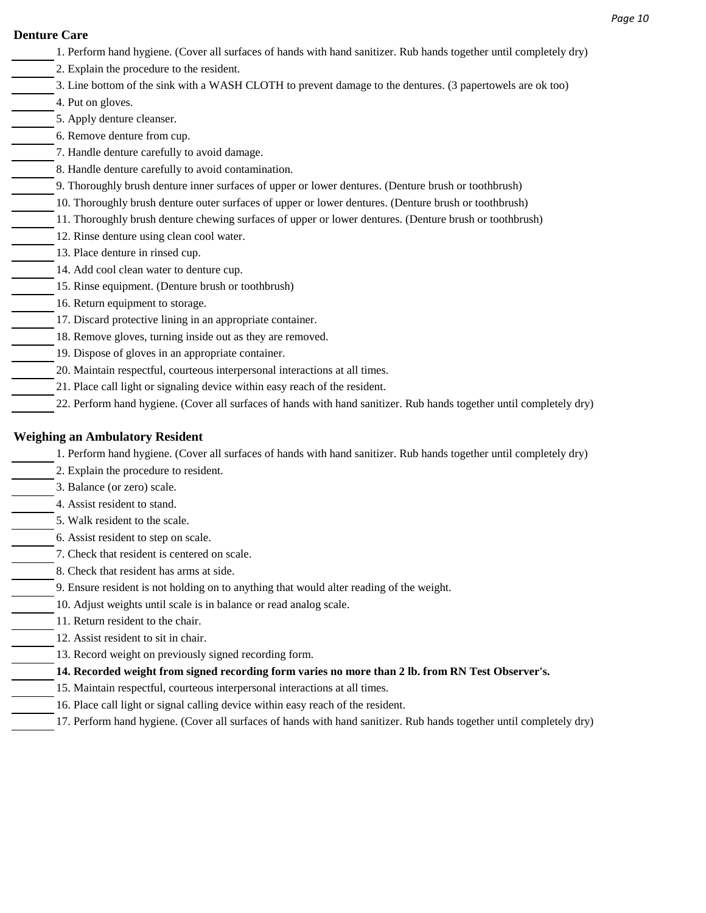## Denture Care

_______ 1. Perform hand hygiene. (Cover all surfaces of hands with hand sanitizer. Rub hands together until completely dry)
_______ 2. Explain the procedure to the resident.
_______ 3. Line bottom of the sink with a WASH CLOTH to prevent damage to the dentures. (3 papertowels are ok too)
_______ 4. Put on gloves.
_______ 5. Apply denture cleanser.
_______ 6. Remove denture from cup.
_______ 7. Handle denture carefully to avoid damage.
_______ 8. Handle denture carefully to avoid contamination.
_______ 9. Thoroughly brush denture inner surfaces of upper or lower dentures. (Denture brush or toothbrush)
_______ 10. Thoroughly brush denture outer surfaces of upper or lower dentures. (Denture brush or toothbrush)
_______ 11. Thoroughly brush denture chewing surfaces of upper or lower dentures. (Denture brush or toothbrush)
_______ 12. Rinse denture using clean cool water.
_______ 13. Place denture in rinsed cup.
_______ 14. Add cool clean water to denture cup.
_______ 15. Rinse equipment. (Denture brush or toothbrush)
_______ 16. Return equipment to storage.
_______ 17. Discard protective lining in an appropriate container.
_______ 18. Remove gloves, turning inside out as they are removed.
_______ 19. Dispose of gloves in an appropriate container.
_______ 20. Maintain respectful, courteous interpersonal interactions at all times.
_______ 21. Place call light or signaling device within easy reach of the resident.
_______ 22. Perform hand hygiene. (Cover all surfaces of hands with hand sanitizer. Rub hands together until completely dry)

## Weighing an Ambulatory Resident

_______ 1. Perform hand hygiene. (Cover all surfaces of hands with hand sanitizer. Rub hands together until completely dry)
_______ 2. Explain the procedure to resident.
_______ 3. Balance (or zero) scale.
_______ 4. Assist resident to stand.
_______ 5. Walk resident to the scale.
_______ 6. Assist resident to step on scale.
_______ 7. Check that resident is centered on scale.
_______ 8. Check that resident has arms at side.
_______ 9. Ensure resident is not holding on to anything that would alter reading of the weight.
_______ 10. Adjust weights until scale is in balance or read analog scale.
_______ 11. Return resident to the chair.
_______ 12. Assist resident to sit in chair.
_______ 13. Record weight on previously signed recording form.
_______ **14. Recorded weight from signed recording form varies no more than 2 lb. from RN Test Observer's.**
_______ 15. Maintain respectful, courteous interpersonal interactions at all times.
_______ 16. Place call light or signal calling device within easy reach of the resident.
_______ 17. Perform hand hygiene. (Cover all surfaces of hands with hand sanitizer. Rub hands together until completely dry)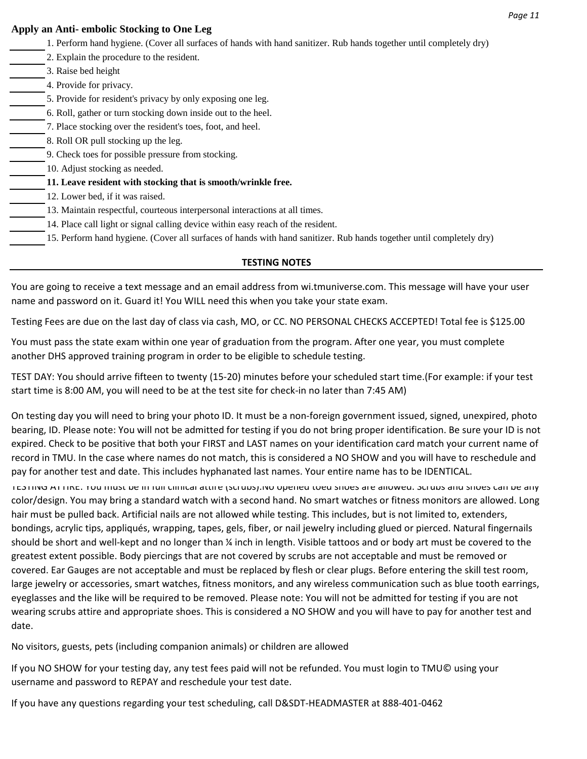## Apply an Anti- embolic Stocking to One Leg

_______ 1. Perform hand hygiene. (Cover all surfaces of hands with hand sanitizer. Rub hands together until completely dry)
_______ 2. Explain the procedure to the resident.
_______ 3. Raise bed height
_______ 4. Provide for privacy.
_______ 5. Provide for resident's privacy by only exposing one leg.
_______ 6. Roll, gather or turn stocking down inside out to the heel.
_______ 7. Place stocking over the resident's toes, foot, and heel.
_______ 8. Roll OR pull stocking up the leg.
_______ 9. Check toes for possible pressure from stocking.
_______ 10. Adjust stocking as needed.
_______ **11. Leave resident with stocking that is smooth/wrinkle free.**
_______ 12. Lower bed, if it was raised.
_______ 13. Maintain respectful, courteous interpersonal interactions at all times.
_______ 14. Place call light or signal calling device within easy reach of the resident.
_______ 15. Perform hand hygiene. (Cover all surfaces of hands with hand sanitizer. Rub hands together until completely dry)

## TESTING NOTES

You are going to receive a text message and an email address from wi.tmuniverse.com. This message will have your user name and password on it. Guard it! You WILL need this when you take your state exam.

Testing Fees are due on the last day of class via cash, MO, or CC. NO PERSONAL CHECKS ACCEPTED! Total fee is $125.00

You must pass the state exam within one year of graduation from the program. After one year, you must complete another DHS approved training program in order to be eligible to schedule testing.

TEST DAY: You should arrive fifteen to twenty (15-20) minutes before your scheduled start time.(For example: if your test start time is 8:00 AM, you will need to be at the test site for check-in no later than 7:45 AM)

On testing day you will need to bring your photo ID. It must be a non-foreign government issued, signed, unexpired, photo bearing, ID. Please note: You will not be admitted for testing if you do not bring proper identification. Be sure your ID is not expired. Check to be positive that both your FIRST and LAST names on your identification card match your current name of record in TMU. In the case where names do not match, this is considered a NO SHOW and you will have to reschedule and pay for another test and date. This includes hyphanated last names. Your entire name has to be IDENTICAL.

TESTING ATTIRE: You must be in full clinical attire (scrubs).No opened toed shoes are allowed. Scrubs and shoes can be any color/design. You may bring a standard watch with a second hand. No smart watches or fitness monitors are allowed. Long hair must be pulled back. Artificial nails are not allowed while testing. This includes, but is not limited to, extenders, bondings, acrylic tips, appliqués, wrapping, tapes, gels, fiber, or nail jewelry including glued or pierced. Natural fingernails should be short and well-kept and no longer than ¼ inch in length. Visible tattoos and or body art must be covered to the greatest extent possible. Body piercings that are not covered by scrubs are not acceptable and must be removed or covered. Ear Gauges are not acceptable and must be replaced by flesh or clear plugs. Before entering the skill test room, large jewelry or accessories, smart watches, fitness monitors, and any wireless communication such as blue tooth earrings, eyeglasses and the like will be required to be removed. Please note: You will not be admitted for testing if you are not wearing scrubs attire and appropriate shoes. This is considered a NO SHOW and you will have to pay for another test and date.

No visitors, guests, pets (including companion animals) or children are allowed

If you NO SHOW for your testing day, any test fees paid will not be refunded. You must login to TMU© using your username and password to REPAY and reschedule your test date.

If you have any questions regarding your test scheduling, call D&SDT-HEADMASTER at 888-401-0462